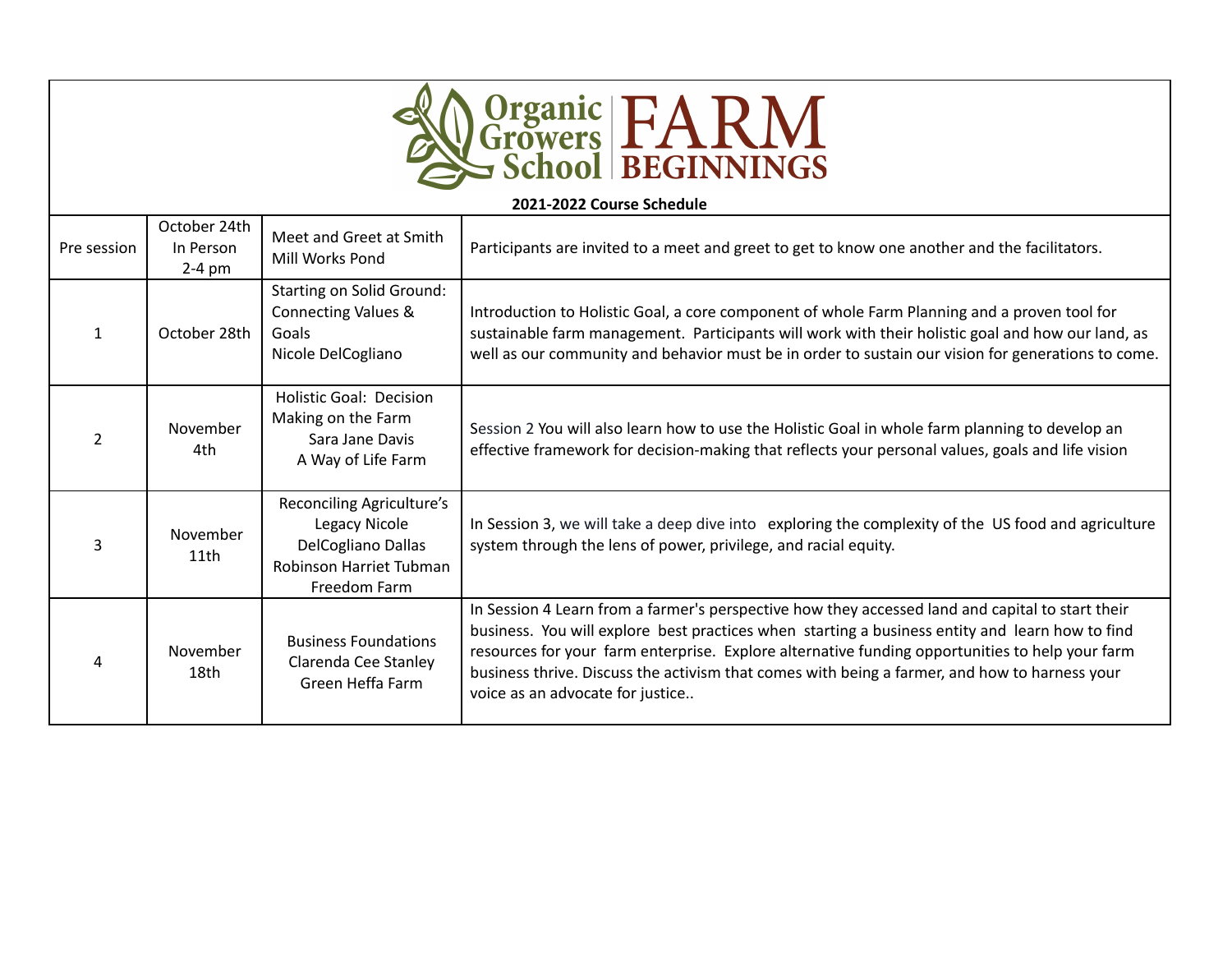# Organic Growers School FARM BEGINNINGS

**2021-2022 Course Schedule**

| | | | |
|---|---|---|---|
| Pre session | October 24th In Person 2-4 pm | Meet and Greet at Smith Mill Works Pond | Participants are invited to a meet and greet to get to know one another and the facilitators. |
| 1 | October 28th | Starting on Solid Ground: Connecting Values & Goals Nicole DelCogliano | Introduction to Holistic Goal, a core component of whole Farm Planning and a proven tool for sustainable farm management. Participants will work with their holistic goal and how our land, as well as our community and behavior must be in order to sustain our vision for generations to come. |
| 2 | November 4th | Holistic Goal: Decision Making on the Farm Sara Jane Davis A Way of Life Farm | Session 2 You will also learn how to use the Holistic Goal in whole farm planning to develop an effective framework for decision-making that reflects your personal values, goals and life vision |
| 3 | November 11th | Reconciling Agriculture's Legacy Nicole DelCogliano Dallas Robinson Harriet Tubman Freedom Farm | In Session 3, we will take a deep dive into exploring the complexity of the US food and agriculture system through the lens of power, privilege, and racial equity. |
| 4 | November 18th | Business Foundations Clarenda Cee Stanley Green Heffa Farm | In Session 4 Learn from a farmer's perspective how they accessed land and capital to start their business. You will explore best practices when starting a business entity and learn how to find resources for your farm enterprise. Explore alternative funding opportunities to help your farm business thrive. Discuss the activism that comes with being a farmer, and how to harness your voice as an advocate for justice.. |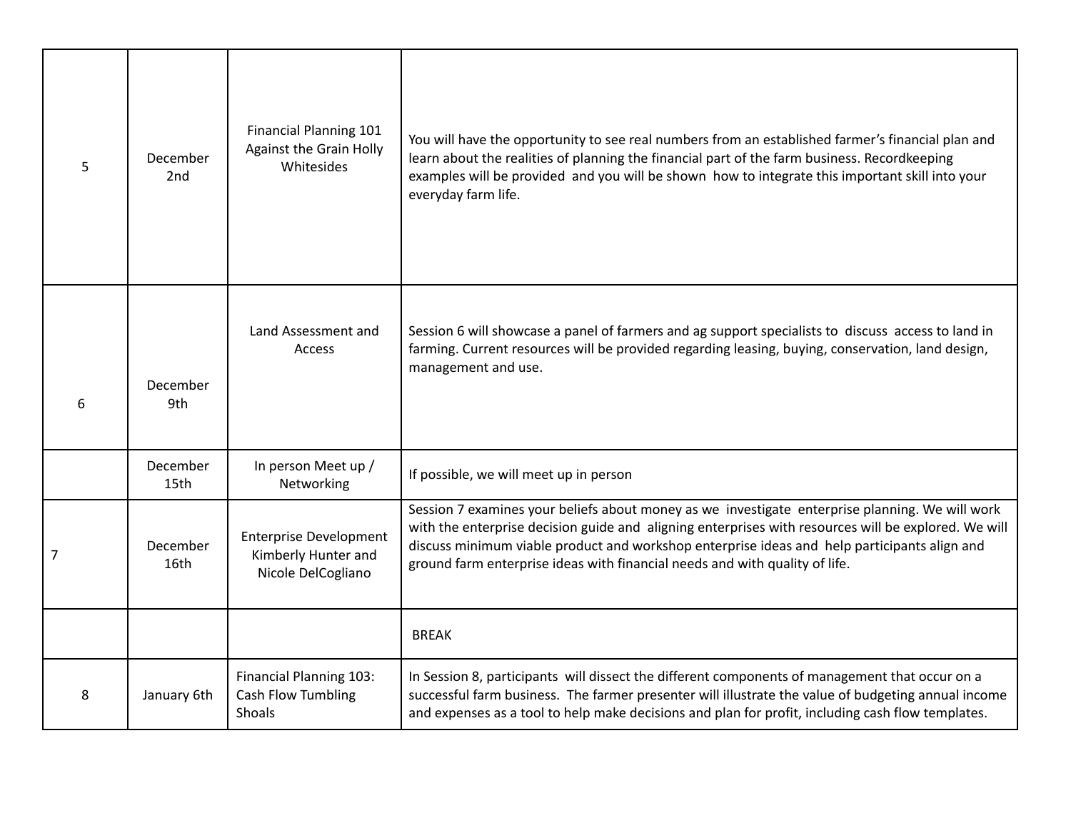| 5 | December 2nd | Financial Planning 101 Against the Grain Holly Whitesides | You will have the opportunity to see real numbers from an established farmer's financial plan and learn about the realities of planning the financial part of the farm business. Recordkeeping examples will be provided and you will be shown how to integrate this important skill into your everyday farm life. |
|---|---|---|---|
| 6 | December 9th | Land Assessment and Access | Session 6 will showcase a panel of farmers and ag support specialists to discuss access to land in farming. Current resources will be provided regarding leasing, buying, conservation, land design, management and use. |
| | December 15th | In person Meet up / Networking | If possible, we will meet up in person |
| 7 | December 16th | Enterprise Development Kimberly Hunter and Nicole DelCogliano | Session 7 examines your beliefs about money as we investigate enterprise planning. We will work with the enterprise decision guide and aligning enterprises with resources will be explored. We will discuss minimum viable product and workshop enterprise ideas and help participants align and ground farm enterprise ideas with financial needs and with quality of life. |
| | | | BREAK |
| 8 | January 6th | Financial Planning 103: Cash Flow Tumbling Shoals | In Session 8, participants will dissect the different components of management that occur on a successful farm business. The farmer presenter will illustrate the value of budgeting annual income and expenses as a tool to help make decisions and plan for profit, including cash flow templates. |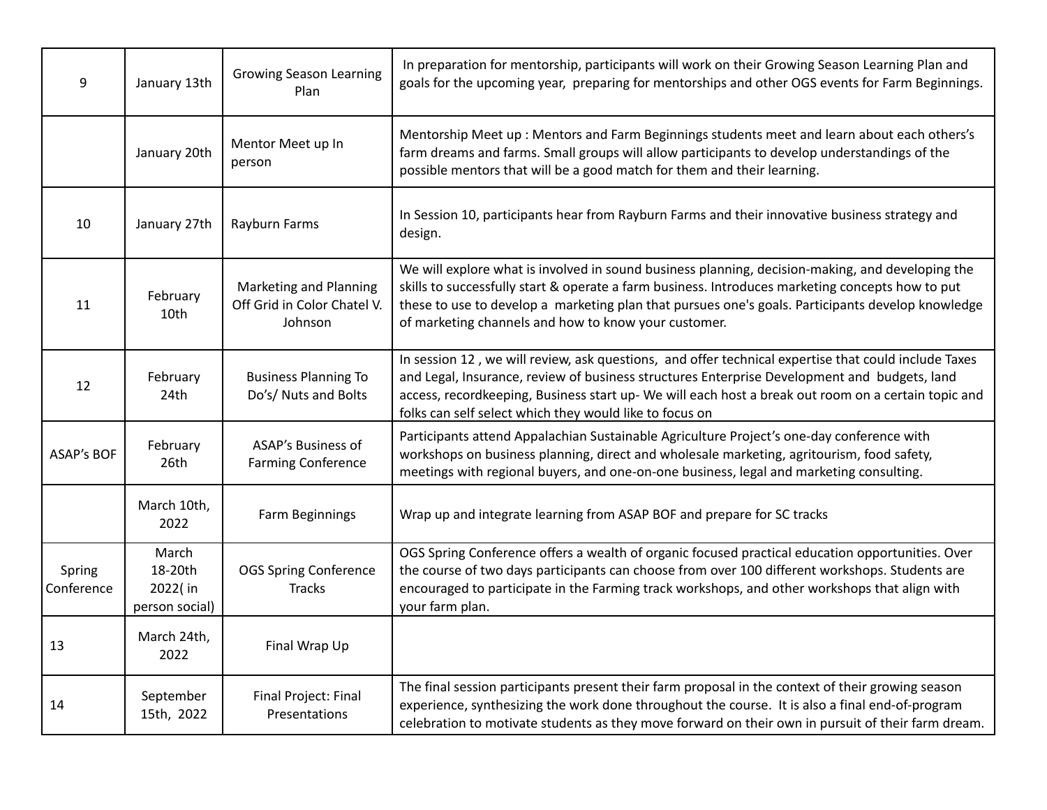| 9 | January 13th | Growing Season Learning Plan | In preparation for mentorship, participants will work on their Growing Season Learning Plan and goals for the upcoming year, preparing for mentorships and other OGS events for Farm Beginnings. |
|---|---|---|---|
| | January 20th | Mentor Meet up In person | Mentorship Meet up : Mentors and Farm Beginnings students meet and learn about each others's farm dreams and farms. Small groups will allow participants to develop understandings of the possible mentors that will be a good match for them and their learning. |
| 10 | January 27th | Rayburn Farms | In Session 10, participants hear from Rayburn Farms and their innovative business strategy and design. |
| 11 | February 10th | Marketing and Planning Off Grid in Color Chatel V. Johnson | We will explore what is involved in sound business planning, decision-making, and developing the skills to successfully start & operate a farm business. Introduces marketing concepts how to put these to use to develop a marketing plan that pursues one's goals. Participants develop knowledge of marketing channels and how to know your customer. |
| 12 | February 24th | Business Planning To Do's/ Nuts and Bolts | In session 12 , we will review, ask questions, and offer technical expertise that could include Taxes and Legal, Insurance, review of business structures Enterprise Development and budgets, land access, recordkeeping, Business start up- We will each host a break out room on a certain topic and folks can self select which they would like to focus on |
| ASAP's BOF | February 26th | ASAP's Business of Farming Conference | Participants attend Appalachian Sustainable Agriculture Project's one-day conference with workshops on business planning, direct and wholesale marketing, agritourism, food safety, meetings with regional buyers, and one-on-one business, legal and marketing consulting. |
| | March 10th, 2022 | Farm Beginnings | Wrap up and integrate learning from ASAP BOF and prepare for SC tracks |
| Spring Conference | March 18-20th 2022( in person social) | OGS Spring Conference Tracks | OGS Spring Conference offers a wealth of organic focused practical education opportunities. Over the course of two days participants can choose from over 100 different workshops. Students are encouraged to participate in the Farming track workshops, and other workshops that align with your farm plan. |
| 13 | March 24th, 2022 | Final Wrap Up | |
| 14 | September 15th, 2022 | Final Project: Final Presentations | The final session participants present their farm proposal in the context of their growing season experience, synthesizing the work done throughout the course. It is also a final end-of-program celebration to motivate students as they move forward on their own in pursuit of their farm dream. |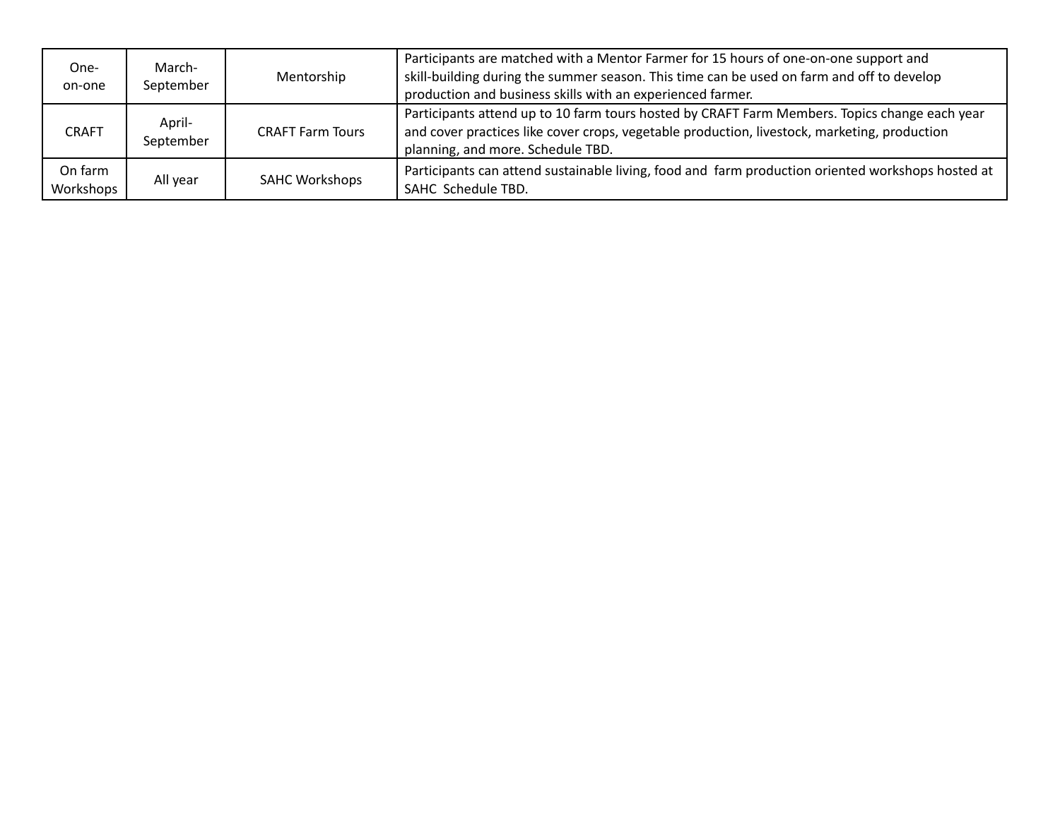| | | | |
|---|---|---|---|
| One-on-one | March-September | Mentorship | Participants are matched with a Mentor Farmer for 15 hours of one-on-one support and skill-building during the summer season. This time can be used on farm and off to develop production and business skills with an experienced farmer. |
| CRAFT | April-September | CRAFT Farm Tours | Participants attend up to 10 farm tours hosted by CRAFT Farm Members. Topics change each year and cover practices like cover crops, vegetable production, livestock, marketing, production planning, and more. Schedule TBD. |
| On farm Workshops | All year | SAHC Workshops | Participants can attend sustainable living, food and farm production oriented workshops hosted at SAHC Schedule TBD. |